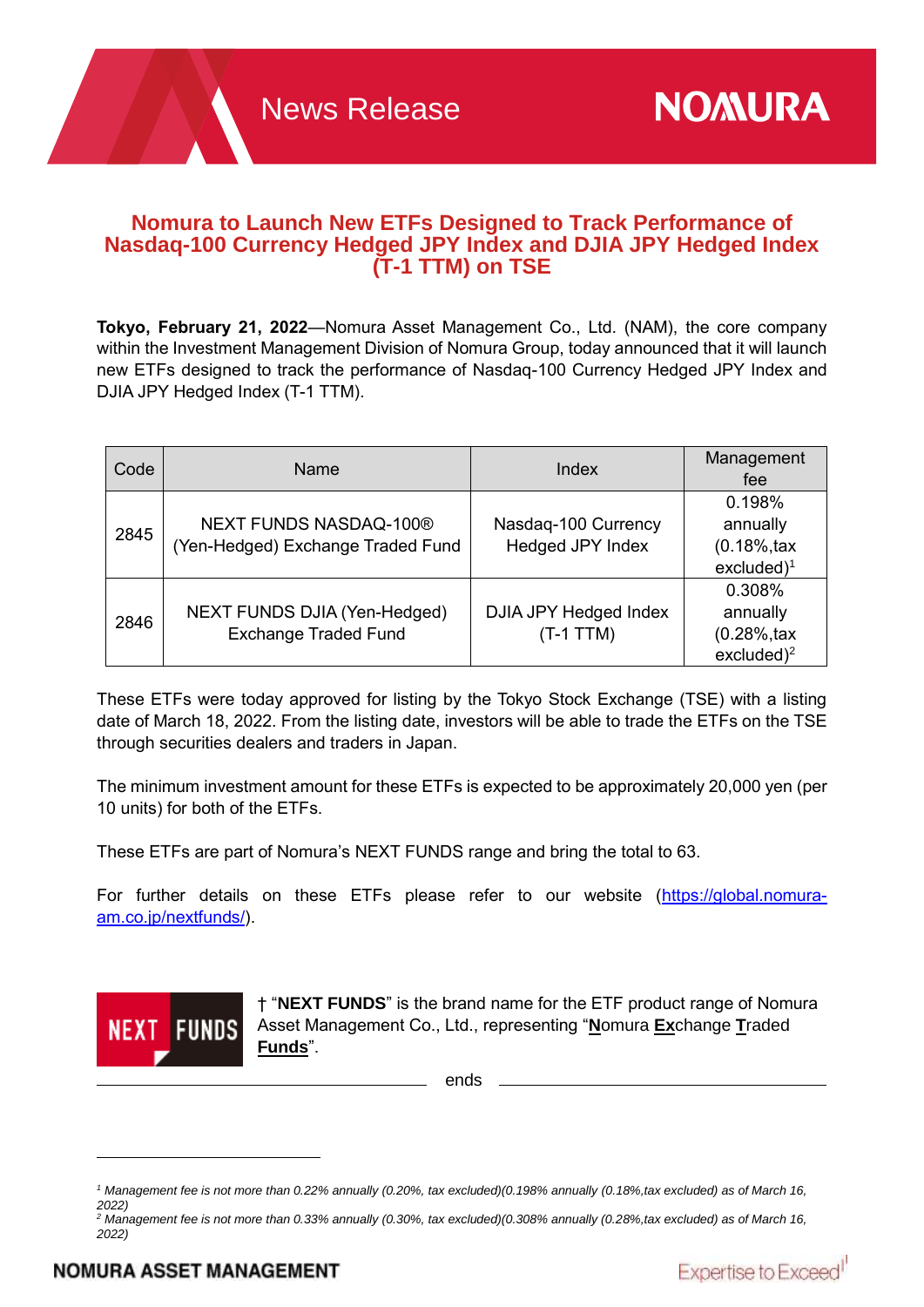# Nomura to Launch New ETFs Designed to Track Performance of Nasdaq-100 Currency Hedged JPY Index and DJIA JPY Hedged Index (T-1 TTM) on TSE

**Tokyo, February 21, 2022**—Nomura Asset Management Co., Ltd. (NAM), the core company within the Investment Management Division of Nomura Group, today announced that it will launch new ETFs designed to track the performance of Nasdaq-100 Currency Hedged JPY Index and DJIA JPY Hedged Index (T-1 TTM).

| Code | Name | Index | Management fee |
|---|---|---|---|
| 2845 | NEXT FUNDS NASDAQ-100® (Yen-Hedged) Exchange Traded Fund | Nasdaq-100 Currency Hedged JPY Index | 0.198% annually (0.18%,tax excluded)[1] |
| 2846 | NEXT FUNDS DJIA (Yen-Hedged) Exchange Traded Fund | DJIA JPY Hedged Index (T-1 TTM) | 0.308% annually (0.28%,tax excluded)[2] |

These ETFs were today approved for listing by the Tokyo Stock Exchange (TSE) with a listing date of March 18, 2022. From the listing date, investors will be able to trade the ETFs on the TSE through securities dealers and traders in Japan.

The minimum investment amount for these ETFs is expected to be approximately 20,000 yen (per 10 units) for both of the ETFs.

These ETFs are part of Nomura's NEXT FUNDS range and bring the total to 63.

For further details on these ETFs please refer to our website (https://global.nomura-am.co.jp/nextfunds/).

NEXT FUNDS

† "**NEXT FUNDS**" is the brand name for the ETF product range of Nomura Asset Management Co., Ltd., representing "**N**omura **Ex**change **T**raded **Funds**".

ends

---

*[1] Management fee is not more than 0.22% annually (0.20%, tax excluded)(0.198% annually (0.18%,tax excluded) as of March 16, 2022)*

*[2] Management fee is not more than 0.33% annually (0.30%, tax excluded)(0.308% annually (0.28%,tax excluded) as of March 16, 2022)*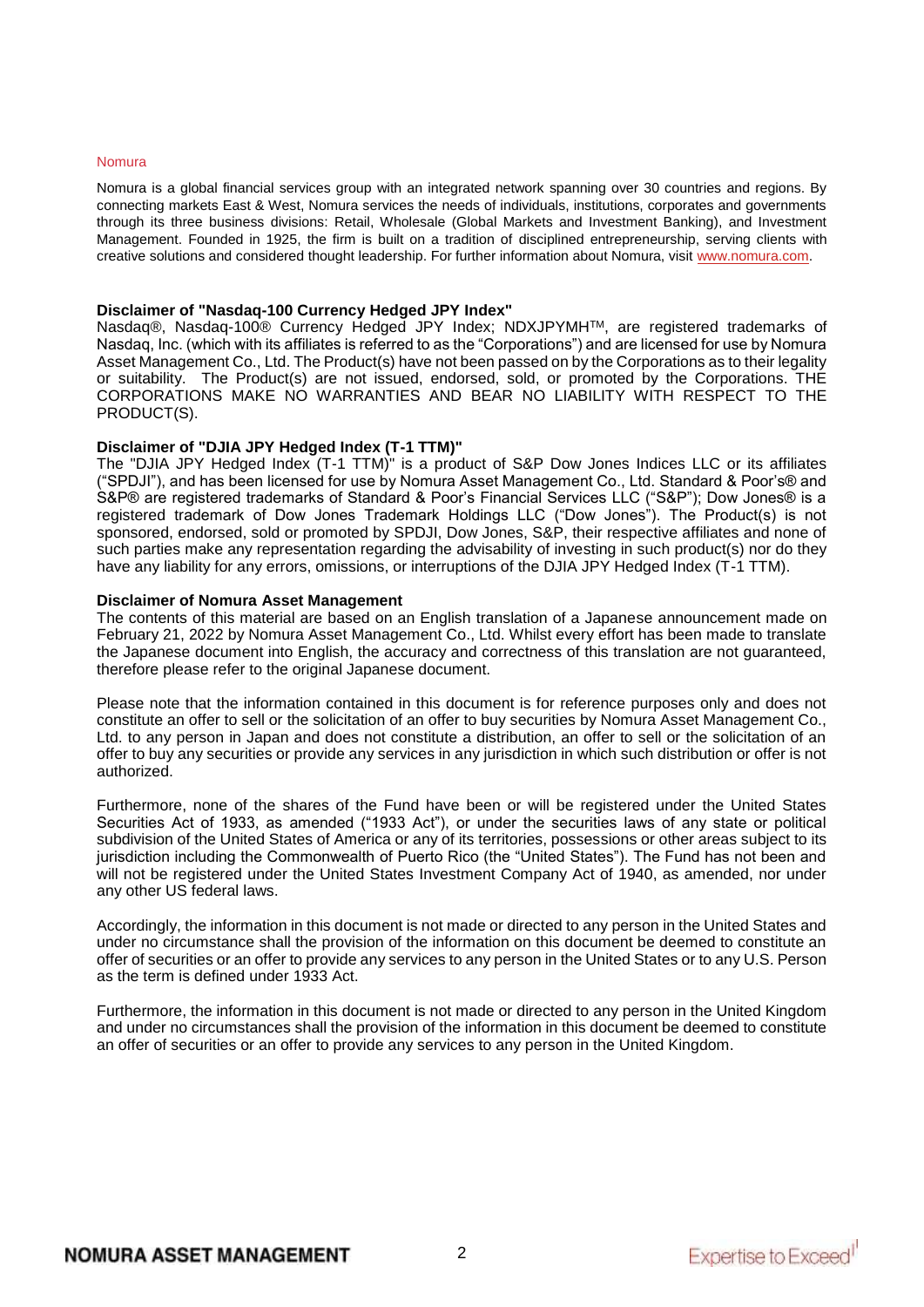## Nomura

Nomura is a global financial services group with an integrated network spanning over 30 countries and regions. By connecting markets East & West, Nomura services the needs of individuals, institutions, corporates and governments through its three business divisions: Retail, Wholesale (Global Markets and Investment Banking), and Investment Management. Founded in 1925, the firm is built on a tradition of disciplined entrepreneurship, serving clients with creative solutions and considered thought leadership. For further information about Nomura, visit www.nomura.com.

**Disclaimer of "Nasdaq-100 Currency Hedged JPY Index"**

Nasdaq®, Nasdaq-100® Currency Hedged JPY Index; NDXJPYMH™, are registered trademarks of Nasdaq, Inc. (which with its affiliates is referred to as the "Corporations") and are licensed for use by Nomura Asset Management Co., Ltd. The Product(s) have not been passed on by the Corporations as to their legality or suitability. The Product(s) are not issued, endorsed, sold, or promoted by the Corporations. THE CORPORATIONS MAKE NO WARRANTIES AND BEAR NO LIABILITY WITH RESPECT TO THE PRODUCT(S).

**Disclaimer of "DJIA JPY Hedged Index (T-1 TTM)"**

The "DJIA JPY Hedged Index (T-1 TTM)" is a product of S&P Dow Jones Indices LLC or its affiliates ("SPDJI"), and has been licensed for use by Nomura Asset Management Co., Ltd. Standard & Poor's® and S&P® are registered trademarks of Standard & Poor's Financial Services LLC ("S&P"); Dow Jones® is a registered trademark of Dow Jones Trademark Holdings LLC ("Dow Jones"). The Product(s) is not sponsored, endorsed, sold or promoted by SPDJI, Dow Jones, S&P, their respective affiliates and none of such parties make any representation regarding the advisability of investing in such product(s) nor do they have any liability for any errors, omissions, or interruptions of the DJIA JPY Hedged Index (T-1 TTM).

**Disclaimer of Nomura Asset Management**

The contents of this material are based on an English translation of a Japanese announcement made on February 21, 2022 by Nomura Asset Management Co., Ltd. Whilst every effort has been made to translate the Japanese document into English, the accuracy and correctness of this translation are not guaranteed, therefore please refer to the original Japanese document.

Please note that the information contained in this document is for reference purposes only and does not constitute an offer to sell or the solicitation of an offer to buy securities by Nomura Asset Management Co., Ltd. to any person in Japan and does not constitute a distribution, an offer to sell or the solicitation of an offer to buy any securities or provide any services in any jurisdiction in which such distribution or offer is not authorized.

Furthermore, none of the shares of the Fund have been or will be registered under the United States Securities Act of 1933, as amended ("1933 Act"), or under the securities laws of any state or political subdivision of the United States of America or any of its territories, possessions or other areas subject to its jurisdiction including the Commonwealth of Puerto Rico (the "United States"). The Fund has not been and will not be registered under the United States Investment Company Act of 1940, as amended, nor under any other US federal laws.

Accordingly, the information in this document is not made or directed to any person in the United States and under no circumstance shall the provision of the information on this document be deemed to constitute an offer of securities or an offer to provide any services to any person in the United States or to any U.S. Person as the term is defined under 1933 Act.

Furthermore, the information in this document is not made or directed to any person in the United Kingdom and under no circumstances shall the provision of the information in this document be deemed to constitute an offer of securities or an offer to provide any services to any person in the United Kingdom.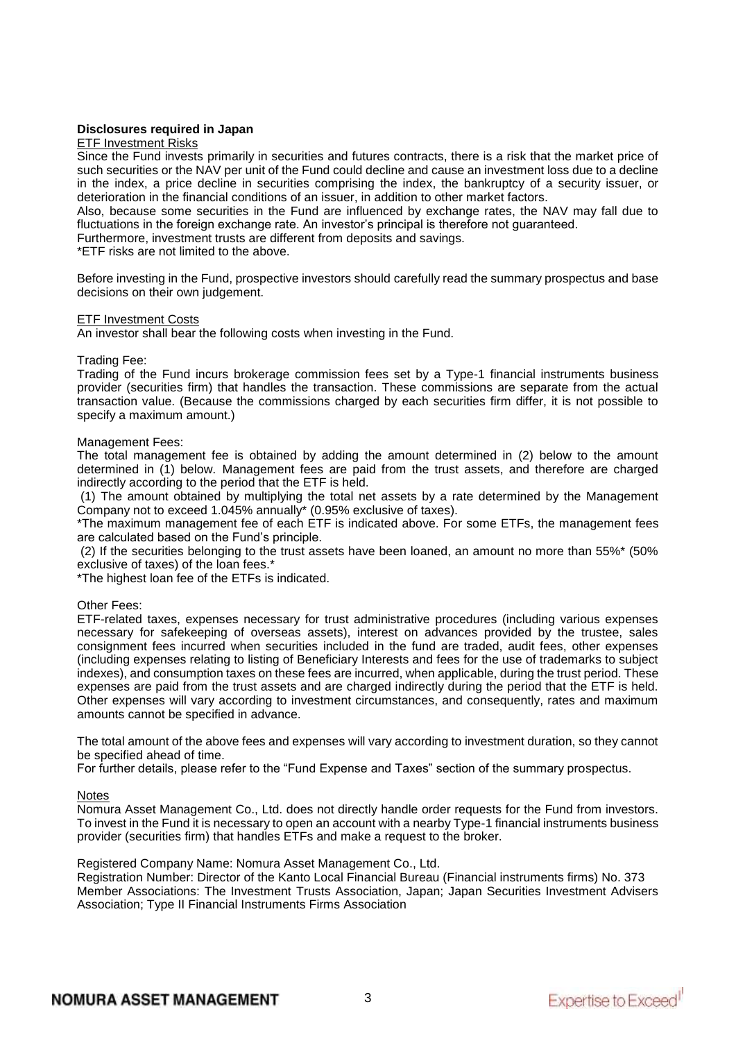**Disclosures required in Japan**

ETF Investment Risks

Since the Fund invests primarily in securities and futures contracts, there is a risk that the market price of such securities or the NAV per unit of the Fund could decline and cause an investment loss due to a decline in the index, a price decline in securities comprising the index, the bankruptcy of a security issuer, or deterioration in the financial conditions of an issuer, in addition to other market factors.

Also, because some securities in the Fund are influenced by exchange rates, the NAV may fall due to fluctuations in the foreign exchange rate. An investor's principal is therefore not guaranteed.

Furthermore, investment trusts are different from deposits and savings.

*ETF risks are not limited to the above.

Before investing in the Fund, prospective investors should carefully read the summary prospectus and base decisions on their own judgement.

ETF Investment Costs

An investor shall bear the following costs when investing in the Fund.

Trading Fee:

Trading of the Fund incurs brokerage commission fees set by a Type-1 financial instruments business provider (securities firm) that handles the transaction. These commissions are separate from the actual transaction value. (Because the commissions charged by each securities firm differ, it is not possible to specify a maximum amount.)

Management Fees:

The total management fee is obtained by adding the amount determined in (2) below to the amount determined in (1) below. Management fees are paid from the trust assets, and therefore are charged indirectly according to the period that the ETF is held.

(1) The amount obtained by multiplying the total net assets by a rate determined by the Management Company not to exceed 1.045% annually* (0.95% exclusive of taxes).

*The maximum management fee of each ETF is indicated above. For some ETFs, the management fees are calculated based on the Fund's principle.

(2) If the securities belonging to the trust assets have been loaned, an amount no more than 55%* (50% exclusive of taxes) of the loan fees.*

*The highest loan fee of the ETFs is indicated.

Other Fees:

ETF-related taxes, expenses necessary for trust administrative procedures (including various expenses necessary for safekeeping of overseas assets), interest on advances provided by the trustee, sales consignment fees incurred when securities included in the fund are traded, audit fees, other expenses (including expenses relating to listing of Beneficiary Interests and fees for the use of trademarks to subject indexes), and consumption taxes on these fees are incurred, when applicable, during the trust period. These expenses are paid from the trust assets and are charged indirectly during the period that the ETF is held. Other expenses will vary according to investment circumstances, and consequently, rates and maximum amounts cannot be specified in advance.

The total amount of the above fees and expenses will vary according to investment duration, so they cannot be specified ahead of time.

For further details, please refer to the "Fund Expense and Taxes" section of the summary prospectus.

Notes

Nomura Asset Management Co., Ltd. does not directly handle order requests for the Fund from investors. To invest in the Fund it is necessary to open an account with a nearby Type-1 financial instruments business provider (securities firm) that handles ETFs and make a request to the broker.

Registered Company Name: Nomura Asset Management Co., Ltd.

Registration Number: Director of the Kanto Local Financial Bureau (Financial instruments firms) No. 373

Member Associations: The Investment Trusts Association, Japan; Japan Securities Investment Advisers Association; Type II Financial Instruments Firms Association